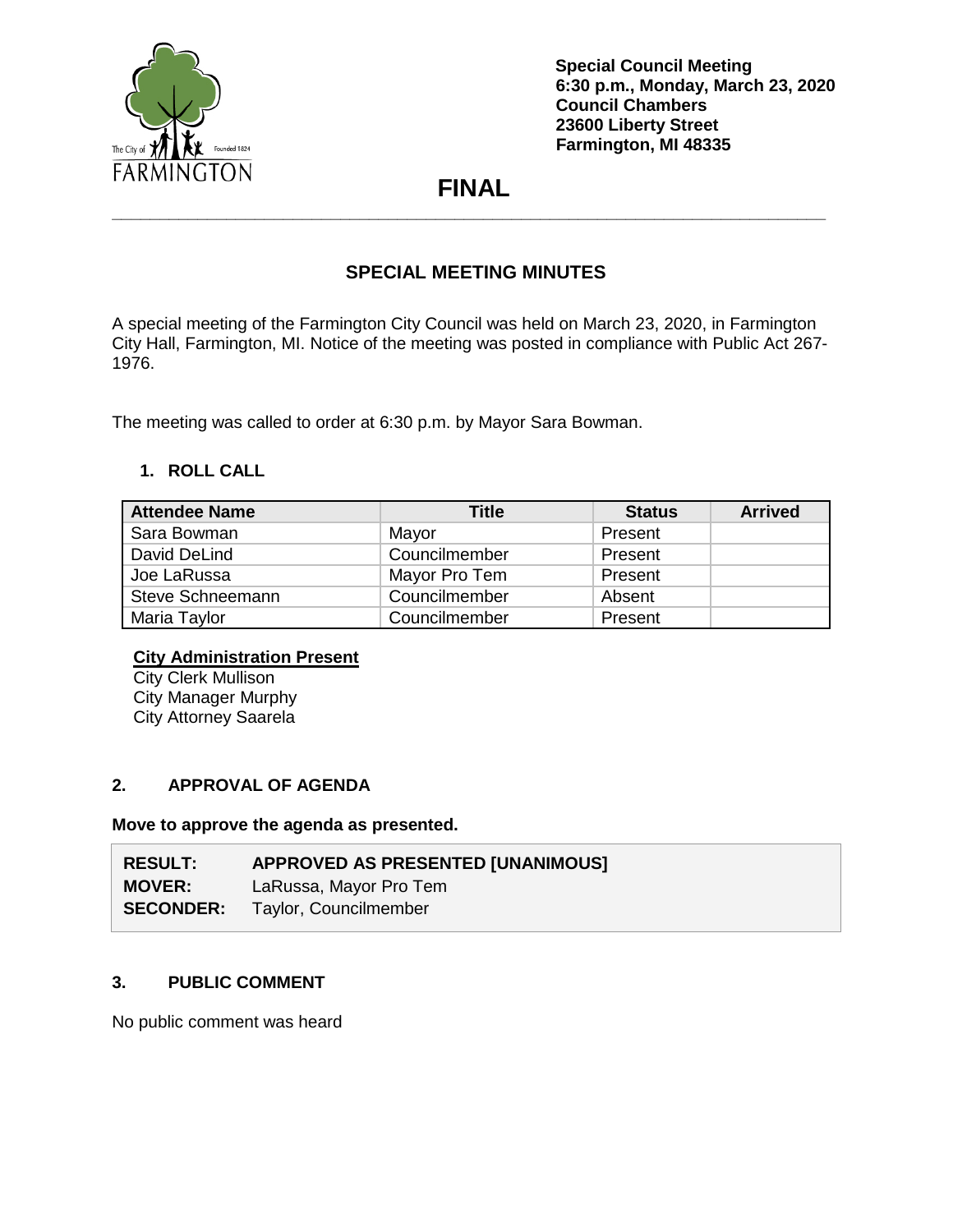**Special Council Meeting**
**6:30 p.m., Monday, March 23, 2020**
**Council Chambers**
**23600 Liberty Street**
**Farmington, MI 48335**

# FINAL

## SPECIAL MEETING MINUTES

A special meeting of the Farmington City Council was held on March 23, 2020, in Farmington City Hall, Farmington, MI. Notice of the meeting was posted in compliance with Public Act 267-1976.

The meeting was called to order at 6:30 p.m. by Mayor Sara Bowman.

### 1. ROLL CALL

| Attendee Name | Title | Status | Arrived |
|---|---|---|---|
| Sara Bowman | Mayor | Present | |
| David DeLind | Councilmember | Present | |
| Joe LaRussa | Mayor Pro Tem | Present | |
| Steve Schneemann | Councilmember | Absent | |
| Maria Taylor | Councilmember | Present | |

**City Administration Present**
City Clerk Mullison
City Manager Murphy
City Attorney Saarela

### 2. APPROVAL OF AGENDA

**Move to approve the agenda as presented.**

| | |
|---|---|
| **RESULT:** | **APPROVED AS PRESENTED [UNANIMOUS]** |
| **MOVER:** | LaRussa, Mayor Pro Tem |
| **SECONDER:** | Taylor, Councilmember |

### 3. PUBLIC COMMENT

No public comment was heard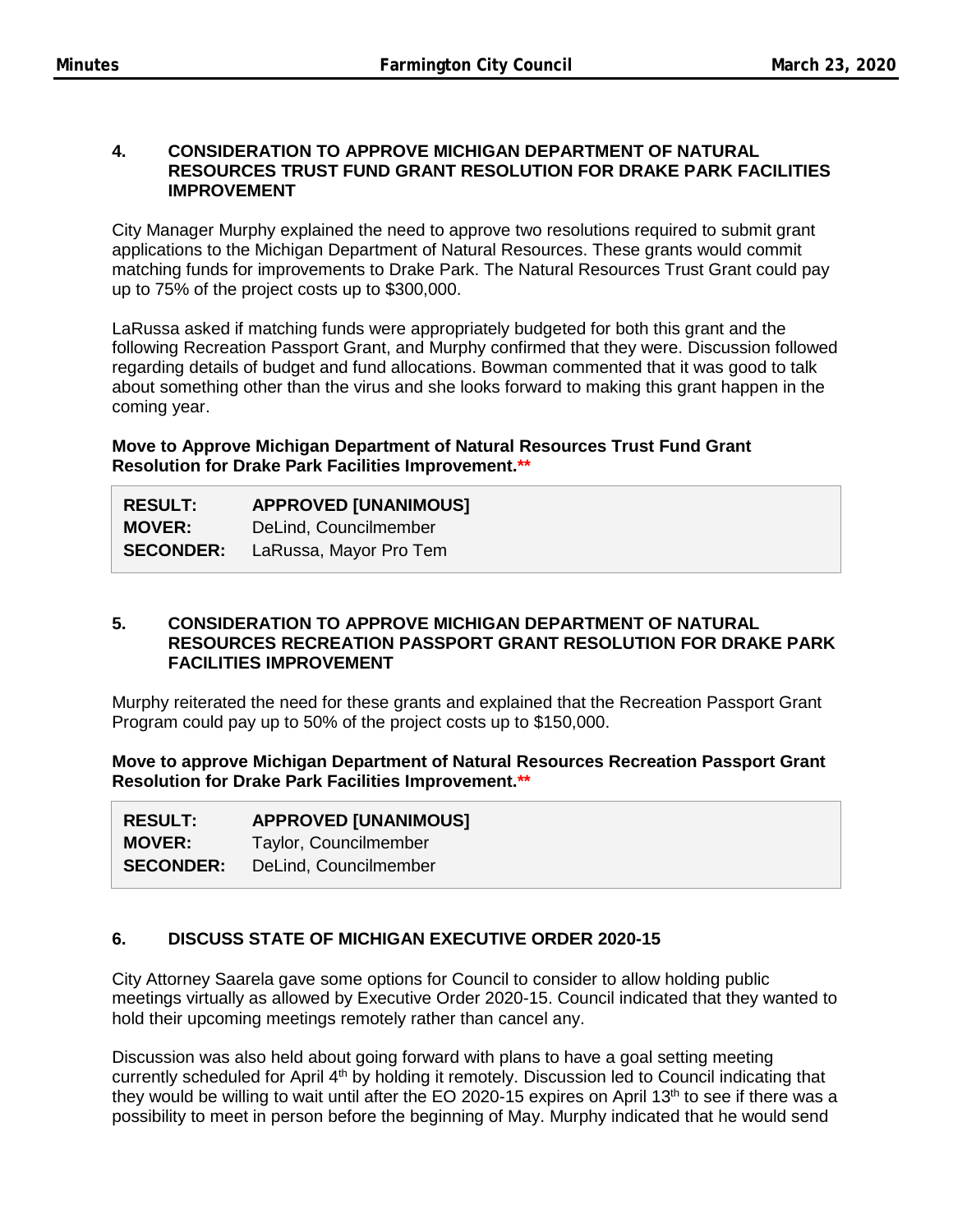### 4. CONSIDERATION TO APPROVE MICHIGAN DEPARTMENT OF NATURAL RESOURCES TRUST FUND GRANT RESOLUTION FOR DRAKE PARK FACILITIES IMPROVEMENT

City Manager Murphy explained the need to approve two resolutions required to submit grant applications to the Michigan Department of Natural Resources. These grants would commit matching funds for improvements to Drake Park. The Natural Resources Trust Grant could pay up to 75% of the project costs up to $300,000.

LaRussa asked if matching funds were appropriately budgeted for both this grant and the following Recreation Passport Grant, and Murphy confirmed that they were. Discussion followed regarding details of budget and fund allocations. Bowman commented that it was good to talk about something other than the virus and she looks forward to making this grant happen in the coming year.

**Move to Approve Michigan Department of Natural Resources Trust Fund Grant Resolution for Drake Park Facilities Improvement.\*\***

| | |
|---|---|
| **RESULT:** | **APPROVED [UNANIMOUS]** |
| **MOVER:** | DeLind, Councilmember |
| **SECONDER:** | LaRussa, Mayor Pro Tem |

### 5. CONSIDERATION TO APPROVE MICHIGAN DEPARTMENT OF NATURAL RESOURCES RECREATION PASSPORT GRANT RESOLUTION FOR DRAKE PARK FACILITIES IMPROVEMENT

Murphy reiterated the need for these grants and explained that the Recreation Passport Grant Program could pay up to 50% of the project costs up to $150,000.

**Move to approve Michigan Department of Natural Resources Recreation Passport Grant Resolution for Drake Park Facilities Improvement.\*\***

| | |
|---|---|
| **RESULT:** | **APPROVED [UNANIMOUS]** |
| **MOVER:** | Taylor, Councilmember |
| **SECONDER:** | DeLind, Councilmember |

### 6. DISCUSS STATE OF MICHIGAN EXECUTIVE ORDER 2020-15

City Attorney Saarela gave some options for Council to consider to allow holding public meetings virtually as allowed by Executive Order 2020-15. Council indicated that they wanted to hold their upcoming meetings remotely rather than cancel any.

Discussion was also held about going forward with plans to have a goal setting meeting currently scheduled for April 4th by holding it remotely. Discussion led to Council indicating that they would be willing to wait until after the EO 2020-15 expires on April 13th to see if there was a possibility to meet in person before the beginning of May. Murphy indicated that he would send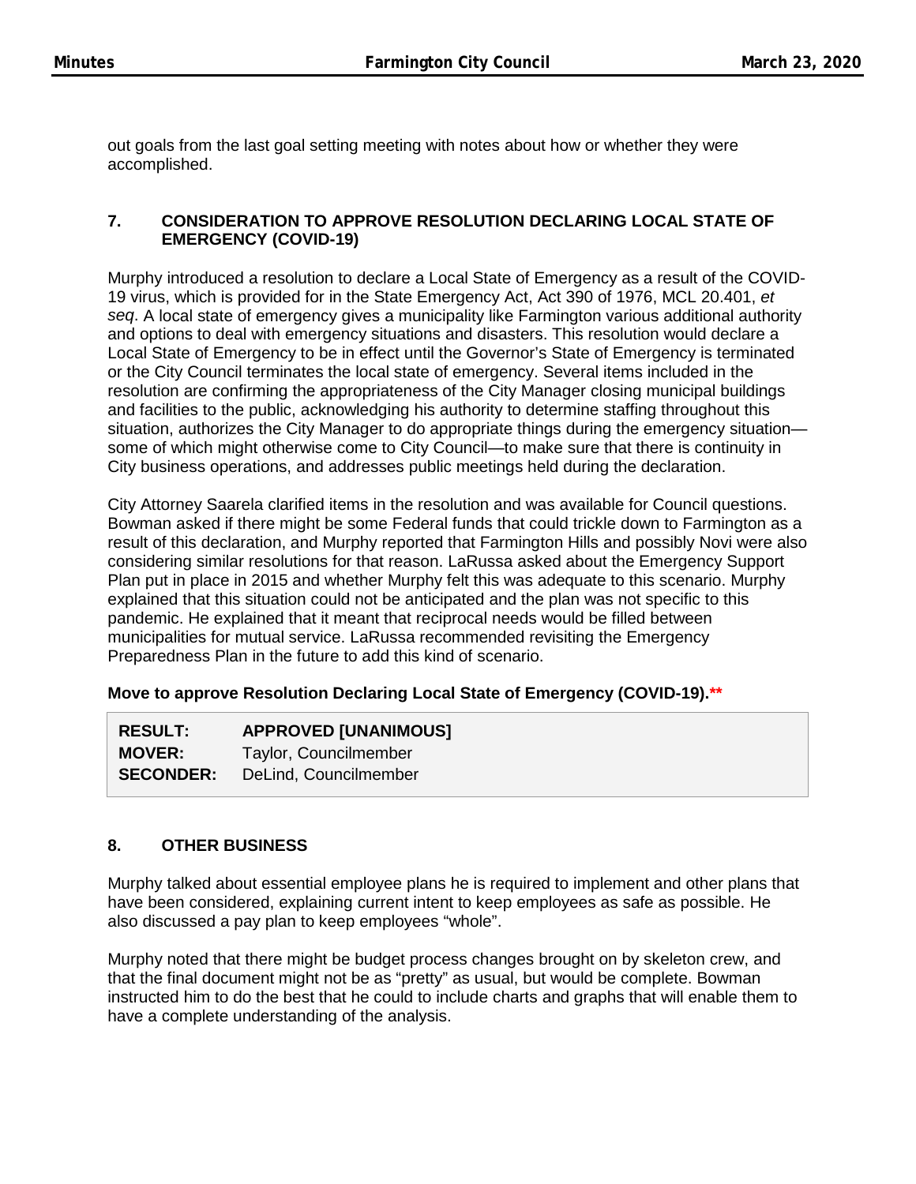out goals from the last goal setting meeting with notes about how or whether they were accomplished.

### 7. CONSIDERATION TO APPROVE RESOLUTION DECLARING LOCAL STATE OF EMERGENCY (COVID-19)

Murphy introduced a resolution to declare a Local State of Emergency as a result of the COVID-19 virus, which is provided for in the State Emergency Act, Act 390 of 1976, MCL 20.401, *et seq*. A local state of emergency gives a municipality like Farmington various additional authority and options to deal with emergency situations and disasters. This resolution would declare a Local State of Emergency to be in effect until the Governor's State of Emergency is terminated or the City Council terminates the local state of emergency. Several items included in the resolution are confirming the appropriateness of the City Manager closing municipal buildings and facilities to the public, acknowledging his authority to determine staffing throughout this situation, authorizes the City Manager to do appropriate things during the emergency situation—some of which might otherwise come to City Council—to make sure that there is continuity in City business operations, and addresses public meetings held during the declaration.

City Attorney Saarela clarified items in the resolution and was available for Council questions. Bowman asked if there might be some Federal funds that could trickle down to Farmington as a result of this declaration, and Murphy reported that Farmington Hills and possibly Novi were also considering similar resolutions for that reason. LaRussa asked about the Emergency Support Plan put in place in 2015 and whether Murphy felt this was adequate to this scenario. Murphy explained that this situation could not be anticipated and the plan was not specific to this pandemic. He explained that it meant that reciprocal needs would be filled between municipalities for mutual service. LaRussa recommended revisiting the Emergency Preparedness Plan in the future to add this kind of scenario.

**Move to approve Resolution Declaring Local State of Emergency (COVID-19).\*\***

| | |
|---|---|
| **RESULT:** | **APPROVED [UNANIMOUS]** |
| **MOVER:** | Taylor, Councilmember |
| **SECONDER:** | DeLind, Councilmember |

### 8. OTHER BUSINESS

Murphy talked about essential employee plans he is required to implement and other plans that have been considered, explaining current intent to keep employees as safe as possible. He also discussed a pay plan to keep employees "whole".

Murphy noted that there might be budget process changes brought on by skeleton crew, and that the final document might not be as "pretty" as usual, but would be complete. Bowman instructed him to do the best that he could to include charts and graphs that will enable them to have a complete understanding of the analysis.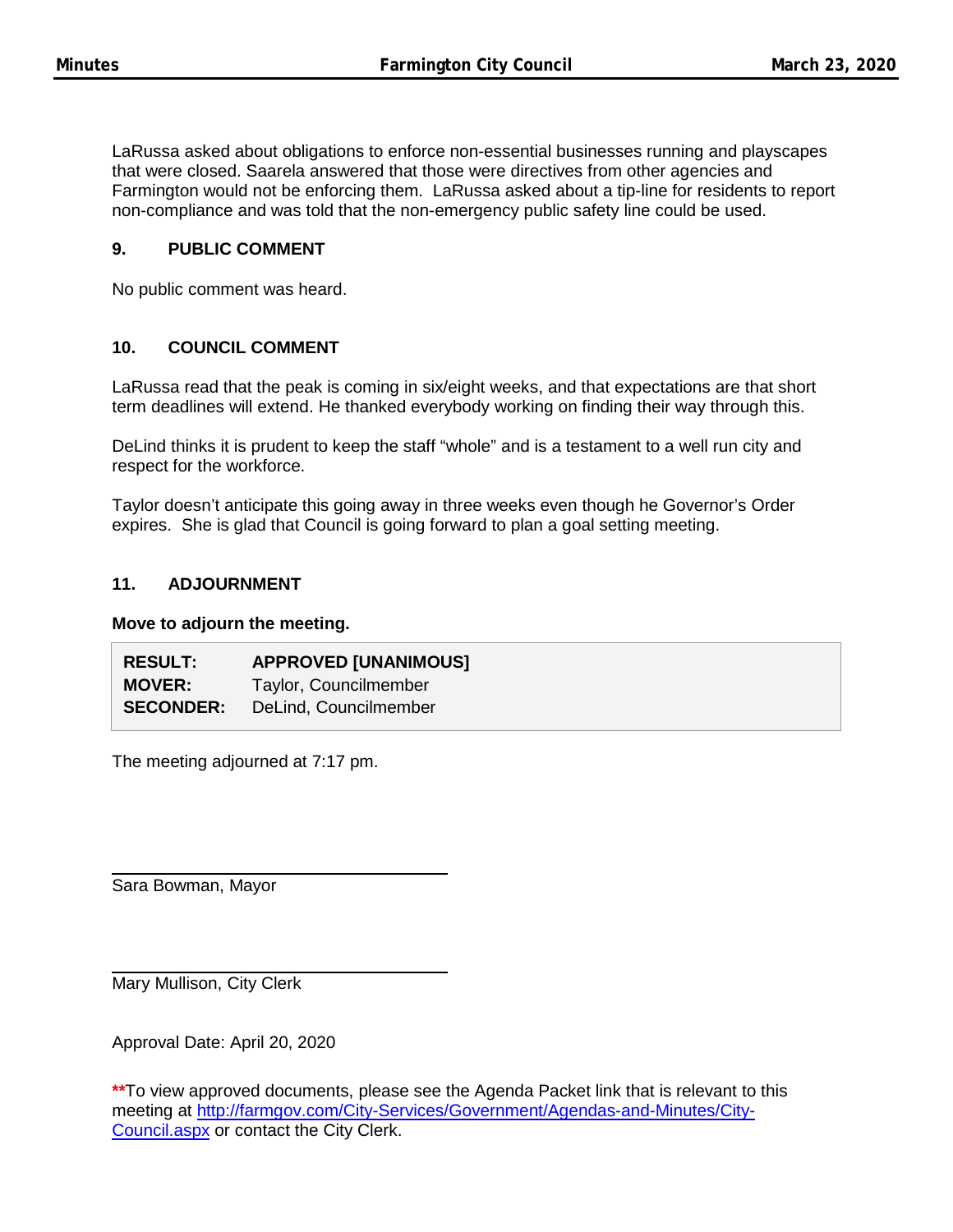LaRussa asked about obligations to enforce non-essential businesses running and playscapes that were closed. Saarela answered that those were directives from other agencies and Farmington would not be enforcing them. LaRussa asked about a tip-line for residents to report non-compliance and was told that the non-emergency public safety line could be used.

### 9. PUBLIC COMMENT

No public comment was heard.

### 10. COUNCIL COMMENT

LaRussa read that the peak is coming in six/eight weeks, and that expectations are that short term deadlines will extend. He thanked everybody working on finding their way through this.

DeLind thinks it is prudent to keep the staff "whole" and is a testament to a well run city and respect for the workforce.

Taylor doesn't anticipate this going away in three weeks even though he Governor's Order expires. She is glad that Council is going forward to plan a goal setting meeting.

### 11. ADJOURNMENT

**Move to adjourn the meeting.**

| | |
|---|---|
| **RESULT:** | **APPROVED [UNANIMOUS]** |
| **MOVER:** | Taylor, Councilmember |
| **SECONDER:** | DeLind, Councilmember |

The meeting adjourned at 7:17 pm.

Sara Bowman, Mayor

Mary Mullison, City Clerk

Approval Date: April 20, 2020

**To view approved documents, please see the Agenda Packet link that is relevant to this meeting at [http://farmgov.com/City-Services/Government/Agendas-and-Minutes/City-Council.aspx](http://farmgov.com/City-Services/Government/Agendas-and-Minutes/City-Council.aspx) or contact the City Clerk.